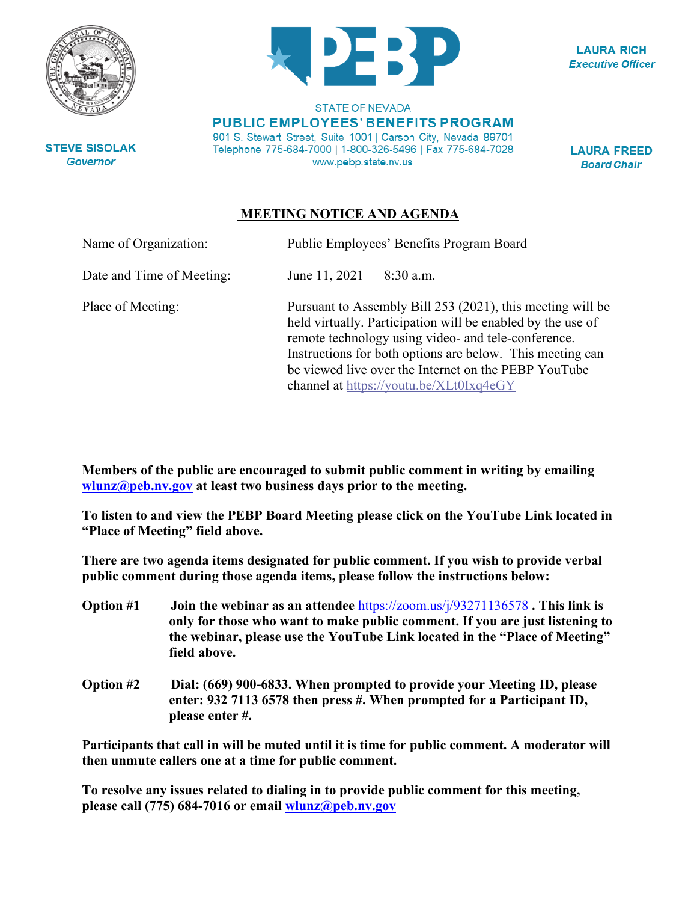STEVE SISOLAK
*Governor*

STATE OF NEVADA
**PUBLIC EMPLOYEES' BENEFITS PROGRAM**
901 S. Stewart Street, Suite 1001 | Carson City, Nevada 89701
Telephone 775-684-7000 | 1-800-326-5496 | Fax 775-684-7028
www.pebp.state.nv.us

LAURA RICH
*Executive Officer*

LAURA FREED
*Board Chair*

## MEETING NOTICE AND AGENDA

| | |
|---|---|
| Name of Organization: | Public Employees' Benefits Program Board |
| Date and Time of Meeting: | June 11, 2021 8:30 a.m. |
| Place of Meeting: | Pursuant to Assembly Bill 253 (2021), this meeting will be held virtually. Participation will be enabled by the use of remote technology using video- and tele-conference. Instructions for both options are below. This meeting can be viewed live over the Internet on the PEBP YouTube channel at https://youtu.be/XLt0Ixq4eGY |

**Members of the public are encouraged to submit public comment in writing by emailing wlunz@peb.nv.gov at least two business days prior to the meeting.**

**To listen to and view the PEBP Board Meeting please click on the YouTube Link located in "Place of Meeting" field above.**

**There are two agenda items designated for public comment. If you wish to provide verbal public comment during those agenda items, please follow the instructions below:**

**Option #1** **Join the webinar as an attendee** https://zoom.us/j/93271136578 **. This link is only for those who want to make public comment. If you are just listening to the webinar, please use the YouTube Link located in the "Place of Meeting" field above.**

**Option #2** **Dial: (669) 900-6833. When prompted to provide your Meeting ID, please enter: 932 7113 6578 then press #. When prompted for a Participant ID, please enter #.**

**Participants that call in will be muted until it is time for public comment. A moderator will then unmute callers one at a time for public comment.**

**To resolve any issues related to dialing in to provide public comment for this meeting, please call (775) 684-7016 or email wlunz@peb.nv.gov**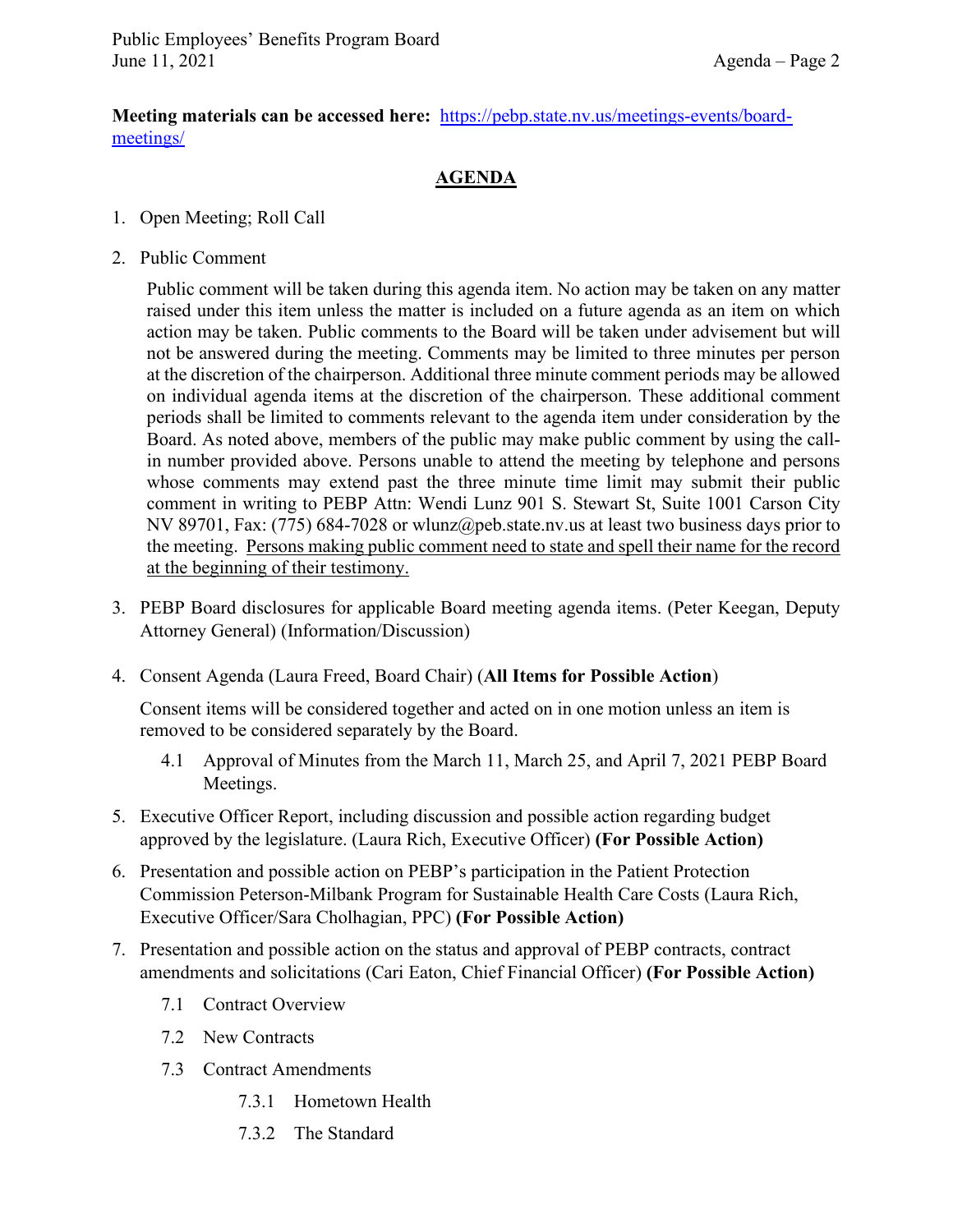**Meeting materials can be accessed here:** [https://pebp.state.nv.us/meetings-events/board-meetings/](https://pebp.state.nv.us/meetings-events/board-meetings/)

## AGENDA

1. Open Meeting; Roll Call

2. Public Comment

   Public comment will be taken during this agenda item. No action may be taken on any matter raised under this item unless the matter is included on a future agenda as an item on which action may be taken. Public comments to the Board will be taken under advisement but will not be answered during the meeting. Comments may be limited to three minutes per person at the discretion of the chairperson. Additional three minute comment periods may be allowed on individual agenda items at the discretion of the chairperson. These additional comment periods shall be limited to comments relevant to the agenda item under consideration by the Board. As noted above, members of the public may make public comment by using the call-in number provided above. Persons unable to attend the meeting by telephone and persons whose comments may extend past the three minute time limit may submit their public comment in writing to PEBP Attn: Wendi Lunz 901 S. Stewart St, Suite 1001 Carson City NV 89701, Fax: (775) 684-7028 or wlunz@peb.state.nv.us at least two business days prior to the meeting. <u>Persons making public comment need to state and spell their name for the record at the beginning of their testimony.</u>

3. PEBP Board disclosures for applicable Board meeting agenda items. (Peter Keegan, Deputy Attorney General) (Information/Discussion)

4. Consent Agenda (Laura Freed, Board Chair) (**All Items for Possible Action**)

   Consent items will be considered together and acted on in one motion unless an item is removed to be considered separately by the Board.

   4.1 Approval of Minutes from the March 11, March 25, and April 7, 2021 PEBP Board Meetings.

5. Executive Officer Report, including discussion and possible action regarding budget approved by the legislature. (Laura Rich, Executive Officer) **(For Possible Action)**

6. Presentation and possible action on PEBP's participation in the Patient Protection Commission Peterson-Milbank Program for Sustainable Health Care Costs (Laura Rich, Executive Officer/Sara Cholhagian, PPC) **(For Possible Action)**

7. Presentation and possible action on the status and approval of PEBP contracts, contract amendments and solicitations (Cari Eaton, Chief Financial Officer) **(For Possible Action)**

   7.1 Contract Overview

   7.2 New Contracts

   7.3 Contract Amendments

      7.3.1 Hometown Health

      7.3.2 The Standard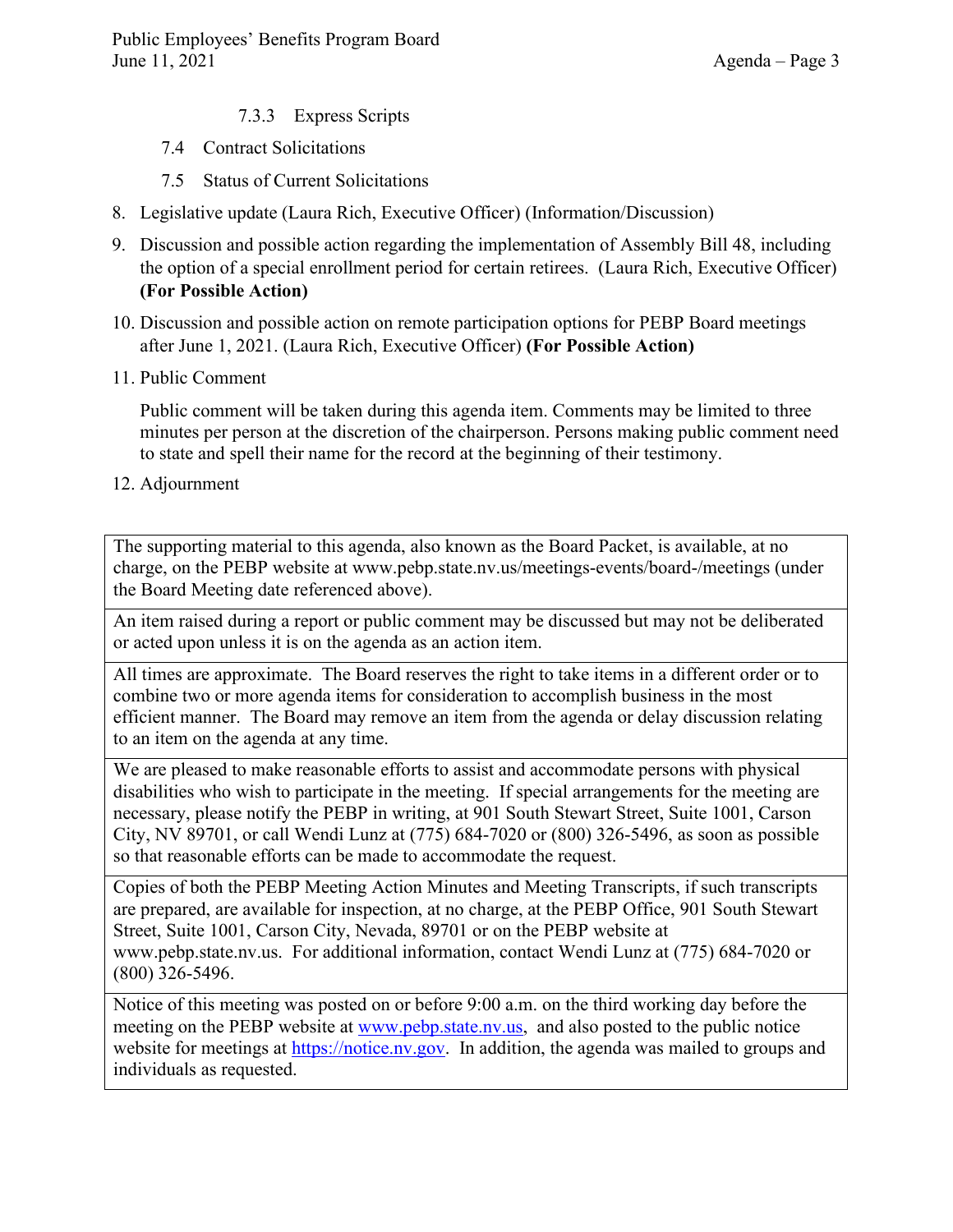7.3.3 Express Scripts

7.4 Contract Solicitations

7.5 Status of Current Solicitations

8. Legislative update (Laura Rich, Executive Officer) (Information/Discussion)

9. Discussion and possible action regarding the implementation of Assembly Bill 48, including the option of a special enrollment period for certain retirees. (Laura Rich, Executive Officer) **(For Possible Action)**

10. Discussion and possible action on remote participation options for PEBP Board meetings after June 1, 2021. (Laura Rich, Executive Officer) **(For Possible Action)**

11. Public Comment

    Public comment will be taken during this agenda item. Comments may be limited to three minutes per person at the discretion of the chairperson. Persons making public comment need to state and spell their name for the record at the beginning of their testimony.

12. Adjournment

| |
|---|
| The supporting material to this agenda, also known as the Board Packet, is available, at no charge, on the PEBP website at www.pebp.state.nv.us/meetings-events/board-/meetings (under the Board Meeting date referenced above). |
| An item raised during a report or public comment may be discussed but may not be deliberated or acted upon unless it is on the agenda as an action item. |
| All times are approximate. The Board reserves the right to take items in a different order or to combine two or more agenda items for consideration to accomplish business in the most efficient manner. The Board may remove an item from the agenda or delay discussion relating to an item on the agenda at any time. |
| We are pleased to make reasonable efforts to assist and accommodate persons with physical disabilities who wish to participate in the meeting. If special arrangements for the meeting are necessary, please notify the PEBP in writing, at 901 South Stewart Street, Suite 1001, Carson City, NV 89701, or call Wendi Lunz at (775) 684-7020 or (800) 326-5496, as soon as possible so that reasonable efforts can be made to accommodate the request. |
| Copies of both the PEBP Meeting Action Minutes and Meeting Transcripts, if such transcripts are prepared, are available for inspection, at no charge, at the PEBP Office, 901 South Stewart Street, Suite 1001, Carson City, Nevada, 89701 or on the PEBP website at www.pebp.state.nv.us. For additional information, contact Wendi Lunz at (775) 684-7020 or (800) 326-5496. |
| Notice of this meeting was posted on or before 9:00 a.m. on the third working day before the meeting on the PEBP website at www.pebp.state.nv.us, and also posted to the public notice website for meetings at https://notice.nv.gov. In addition, the agenda was mailed to groups and individuals as requested. |